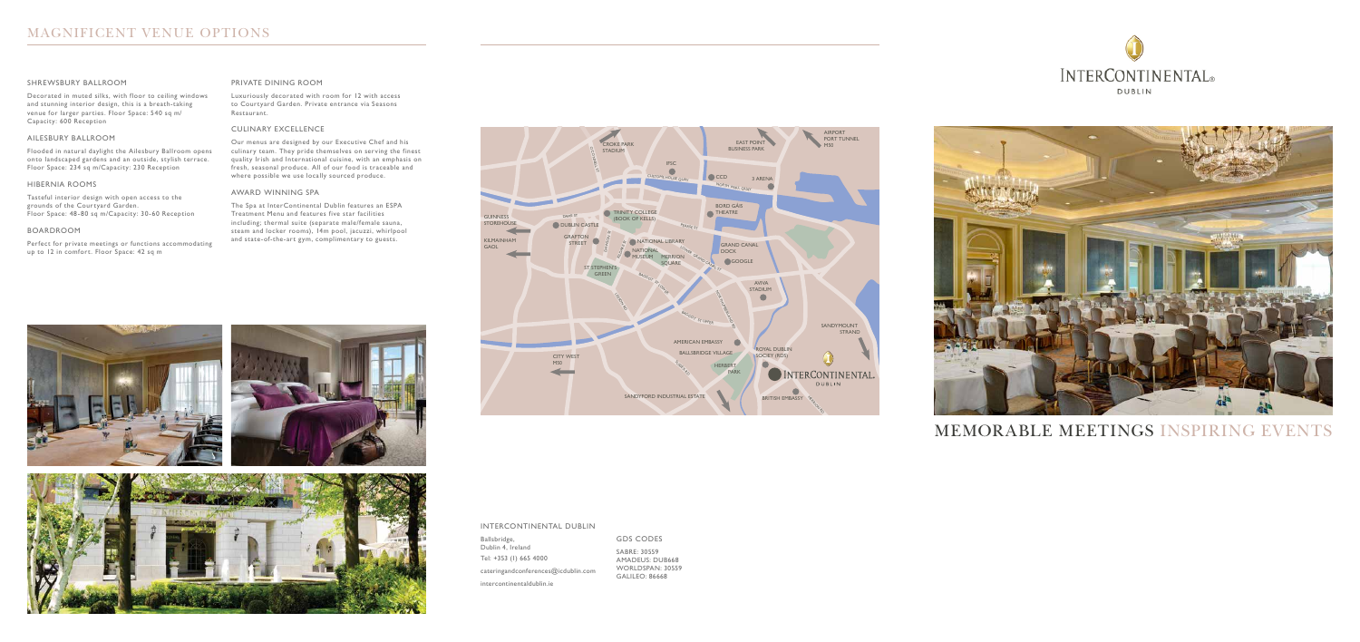# MAGNIFICENT VENUE OPTIONS

### SHREWSBURY BALLROOM

Decorated in muted silks, with floor to ceiling windows and stunning interior design, this is a breath-taking venue for larger parties. Floor Space: 540 sq m/ Capacity: 600 Reception

### AILESBURY BALLROOM

Flooded in natural daylight the Ailesbury Ballroom opens onto landscaped gardens and an outside, stylish terrace. Floor Space: 234 sq m/Capacity: 230 Reception

### HIBERNIA ROOMS

Tasteful interior design with open access to the grounds of the Courtyard Garden.
Floor Space: 48-80 sq m/Capacity: 30-60 Reception

### BOARDROOM

Perfect for private meetings or functions accommodating up to 12 in comfort. Floor Space: 42 sq m

### PRIVATE DINING ROOM

Luxuriously decorated with room for 12 with access to Courtyard Garden. Private entrance via Seasons Restaurant.

### CULINARY EXCELLENCE

Our menus are designed by our Executive Chef and his culinary team. They pride themselves on serving the finest quality Irish and International cuisine, with an emphasis on fresh, seasonal produce. All of our food is traceable and where possible we use locally sourced produce.

### AWARD WINNING SPA

The Spa at InterContinental Dublin features an ESPA Treatment Menu and features five star facilities including; thermal suite (separate male/female sauna, steam and locker rooms), 14m pool, jacuzzi, whirlpool and state-of-the-art gym, complimentary to guests.

### INTERCONTINENTAL DUBLIN

Ballsbridge,
Dublin 4, Ireland

Tel: +353 (1) 665 4000

cateringandconferences@icdublin.com

intercontinentaldublin.ie

### GDS CODES

SABRE: 30559
AMADEUS: DUB668
WORLDSPAN: 30559
GALILEO: 86668

INTERCONTINENTAL DUBLIN

# MEMORABLE MEETINGS INSPIRING EVENTS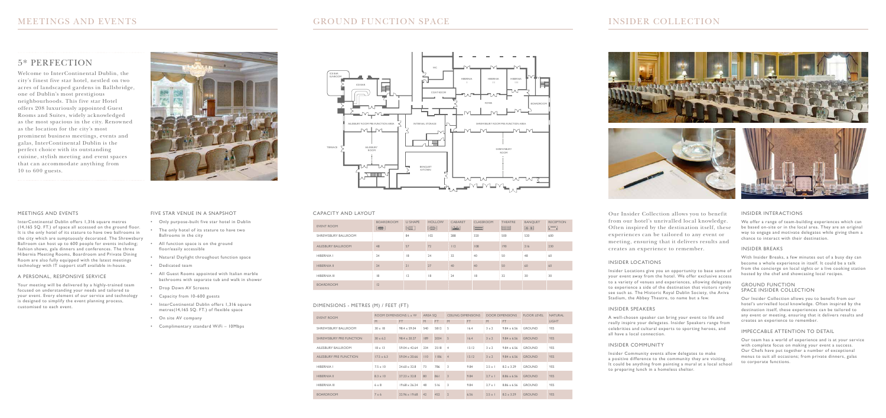# MEETINGS AND EVENTS

## 5* PERFECTION

Welcome to InterContinental Dublin, the city's finest five star hotel, nestled on two acres of landscaped gardens in Ballsbridge, one of Dublin's most prestigious neighbourhoods. This five star Hotel offers 208 luxuriously appointed Guest Rooms and Suites, widely acknowledged as the most spacious in the city. Renowned as the location for the city's most prominent business meetings, events and galas, InterContinental Dublin is the perfect choice with its outstanding cuisine, stylish meeting and event spaces that can accommodate anything from 10 to 600 guests.

### MEETINGS AND EVENTS

InterContinental Dublin offers 1,316 square metres (14,165 SQ. FT.) of space all accessed on the ground floor. It is the only hotel of its stature to have two ballrooms in the city which are sumptuously decorated. The Shrewsbury Ballroom can host up to 600 people for events including; fashion shows, gala dinners and conferences. The three Hibernia Meeting Rooms, Boardroom and Private Dining Room are also fully equipped with the latest meetings technology with IT support staff available in-house.

### A PERSONAL, RESPONSIVE SERVICE

Your meeting will be delivered by a highly-trained team focused on understanding your needs and tailored to your event. Every element of our service and technology is designed to simplify the event planning process, customised to each event.

### FIVE STAR VENUE IN A SNAPSHOT

- Only purpose-built five star hotel in Dublin
- The only hotel of its stature to have two Ballrooms in the city
- All function space is on the ground floor/easily accessible
- Natural Daylight throughout function space
- Dedicated team
- All Guest Rooms appointed with Italian marble bathrooms with separate tub and walk in shower
- Drop Down AV Screens
- Capacity from 10-600 guests
- InterContinental Dublin offers 1,316 square metres(14,165 SQ. FT.) of flexible space
- On site AV company
- Complimentary standard WiFi – 10Mbps

# GROUND FUNCTION SPACE

ICE BAR SUNROOM
ICE BAR
WC
COAT ROOM
HIBERNIA I
HIBERNIA II
HIBERNIA III
FOYER
BOARDROOM
AILESBURY ROOM PRE FUNCTION AREA
INTERNAL STORAGE
SHREWSBURY ROOM PRE FUNCTION AREA
TERRACE
AILESBURY ROOM
BANQUET KITCHEN
SHREWSBURY ROOM

### CAPACITY AND LAYOUT

| EVENT ROOM | BOARDROOM | U SHAPE | HOLLOW | CABARET | CLASSROOM | THEATRE | BANQUET | RECEPTION |
|---|---|---|---|---|---|---|---|---|
| SHREWSBURY BALLROOM | | 84 | 102 | 288 | 320 | 500 | 520 | 600 |
| AILESBURY BALLROOM | 48 | 57 | 72 | 112 | 108 | 190 | 216 | 230 |
| HIBERNIA I | 24 | 18 | 24 | 32 | 40 | 50 | 48 | 60 |
| HIBERNIA II | 24 | 21 | 27 | 40 | 40 | 50 | 60 | 60 |
| HIBERNIA III | 18 | 12 | 18 | 24 | 18 | 32 | 30 | 30 |
| BOARDROOM | 12 | | | | | | | |

### DIMENSIONS - METRES (M) / FEET (FT)

| EVENT ROOM | ROOM DIMENSIONS L x W | | AREA SQ | | CEILING DIMENSIONS | | DOOR DIMENSIONS | | FLOOR LEVEL | NATURAL LIGHT |
|---|---|---|---|---|---|---|---|---|---|---|
| | M | FT | M | FT | M | FT | M | FT | | |
| SHREWSBURY BALLROOM | 30 x 18 | 98.4 x 59.04 | 540 | 5812 | 5 | 16.4 | 3 x 2 | 9.84 x 6.56 | GROUND | YES |
| SHREWSBURY PRE FUNCTION | 30 x 6.2 | 98.4 x 20.37 | 189 | 2034 | 5 | 16.4 | 3 x 2 | 9.84 x 6.56 | GROUND | YES |
| AILESBURY BALLROOM | 18 x 13 | 59.04 x 42.64 | 234 | 2518 | 4 | 13.12 | 3 x 2 | 9.84 x 6.56 | GROUND | YES |
| AILESBURY PRE FUNCTION | 17.5 x 6.3 | 59.04 x 20.66 | 110 | 1186 | 4 | 13.12 | 3 x 2 | 9.84 x 6.56 | GROUND | YES |
| HIBERNIA I | 7.5 x 10 | 24.60 x 32.8 | 73 | 786 | 3 | 9.84 | 2.5 x 1 | 8.2 x 3.29 | GROUND | YES |
| HIBERNIA II | 8.3 x 10 | 27.22 x 32.8 | 80 | 861 | 3 | 9.84 | 2.7 x 1 | 8.86 x 6.56 | GROUND | YES |
| HIBERNIA III | 6 x 8 | 19.68 x 26.24 | 48 | 516 | 3 | 9.84 | 2.7 x 1 | 8.86 x 6.56 | GROUND | YES |
| BOARDROOM | 7 x 6 | 22.96 x 19.68 | 42 | 452 | 2 | 6.56 | 2.5 x 1 | 8.2 x 3.29 | GROUND | YES |

# INSIDER COLLECTION

Our Insider Collection allows you to benefit from our hotel's unrivalled local knowledge. Often inspired by the destination itself, these experiences can be tailored to any event or meeting, ensuring that it delivers results and creates an experience to remember.

### INSIDER LOCATIONS

Insider Locations give you an opportunity to base some of your event away from the hotel. We offer exclusive access to a variety of venues and experiences, allowing delegates to experience a side of the destination that visitors rarely see such as. The Historic Royal Dublin Society, the Aviva Stadium, the Abbey Theatre, to name but a few.

### INSIDER SPEAKERS

A well-chosen speaker can bring your event to life and really inspire your delegates. Insider Speakers range from celebrities and cultural experts to sporting heroes, and all have a local connection.

### INSIDER COMMUNITY

Insider Community events allow delegates to make a positive difference to the community they are visiting. It could be anything from painting a mural at a local school to preparing lunch in a homeless shelter.

### INSIDER INTERACTIONS

We offer a range of team-building experiences which can be based on-site or in the local area. They are an original way to engage and motivate delegates while giving them a chance to interact with their destination.

### INSIDER BREAKS

With Insider Breaks, a few minutes out of a busy day can become a whole experience in itself. It could be a talk from the concierge on local sights or a live cooking station hosted by the chef and showcasing local recipes.

### GROUND FUNCTION SPACE INSIDER COLLECTION

Our Insider Collection allows you to benefit from our hotel's unrivalled local knowledge. Often inspired by the destination itself, these experiences can be tailored to any event or meeting, ensuring that it delivers results and creates an experience to remember.

### IMPECCABLE ATTENTION TO DETAIL

Our team has a world of experience and is at your service with complete focus on making your event a success. Our Chefs have put together a number of exceptional menus to suit all occasions; from private dinners, galas to corporate functions.